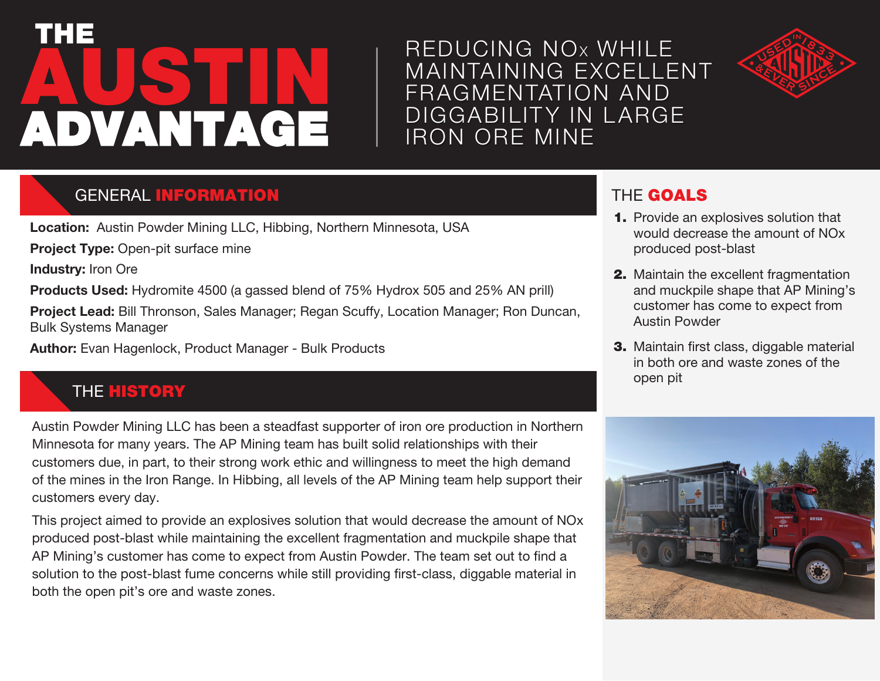# THE AUSTIN ADVANTAGE

## REDUCING NOx WHILE MAINTAINING EXCELLENT FRAGMENTATION AND DIGGABILITY IN LARGE IRON ORE MINE

## GENERAL INFORMATION

**Location:** Austin Powder Mining LLC, Hibbing, Northern Minnesota, USA

**Project Type:** Open-pit surface mine

**Industry:** Iron Ore

**Products Used:** Hydromite 4500 (a gassed blend of 75% Hydrox 505 and 25% AN prill)

**Project Lead:** Bill Thronson, Sales Manager; Regan Scuffy, Location Manager; Ron Duncan, Bulk Systems Manager

**Author:** Evan Hagenlock, Product Manager - Bulk Products

## THE HISTORY

Austin Powder Mining LLC has been a steadfast supporter of iron ore production in Northern Minnesota for many years. The AP Mining team has built solid relationships with their customers due, in part, to their strong work ethic and willingness to meet the high demand of the mines in the Iron Range. In Hibbing, all levels of the AP Mining team help support their customers every day.

This project aimed to provide an explosives solution that would decrease the amount of NOx produced post-blast while maintaining the excellent fragmentation and muckpile shape that AP Mining's customer has come to expect from Austin Powder. The team set out to find a solution to the post-blast fume concerns while still providing first-class, diggable material in both the open pit's ore and waste zones.

## THE GOALS

1. Provide an explosives solution that would decrease the amount of NOx produced post-blast
2. Maintain the excellent fragmentation and muckpile shape that AP Mining's customer has come to expect from Austin Powder
3. Maintain first class, diggable material in both ore and waste zones of the open pit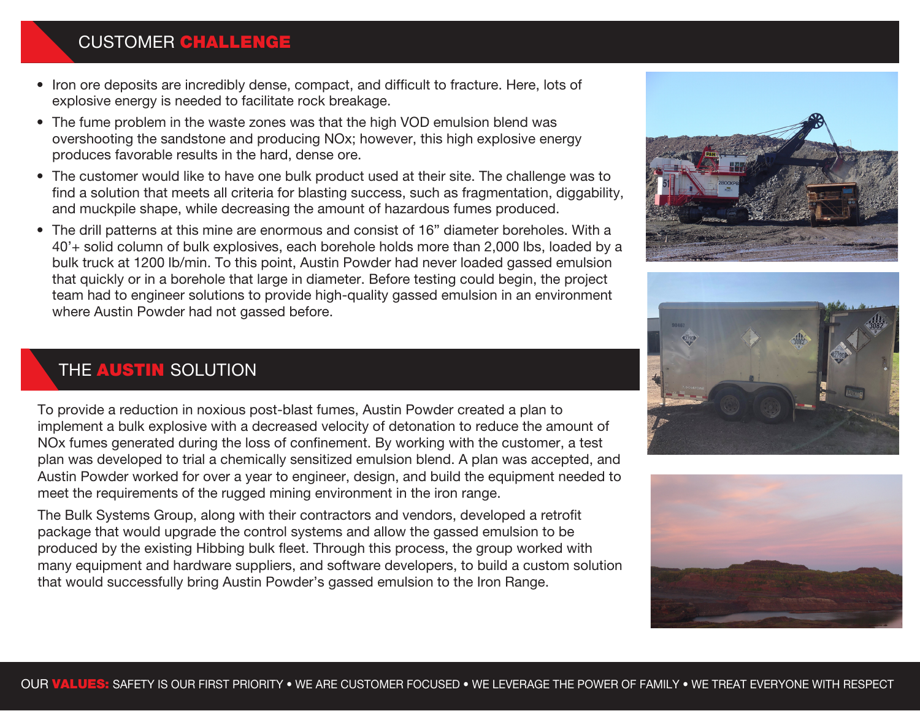## CUSTOMER CHALLENGE

- Iron ore deposits are incredibly dense, compact, and difficult to fracture. Here, lots of explosive energy is needed to facilitate rock breakage.
- The fume problem in the waste zones was that the high VOD emulsion blend was overshooting the sandstone and producing NOx; however, this high explosive energy produces favorable results in the hard, dense ore.
- The customer would like to have one bulk product used at their site. The challenge was to find a solution that meets all criteria for blasting success, such as fragmentation, diggability, and muckpile shape, while decreasing the amount of hazardous fumes produced.
- The drill patterns at this mine are enormous and consist of 16” diameter boreholes. With a 40’+ solid column of bulk explosives, each borehole holds more than 2,000 lbs, loaded by a bulk truck at 1200 lb/min. To this point, Austin Powder had never loaded gassed emulsion that quickly or in a borehole that large in diameter. Before testing could begin, the project team had to engineer solutions to provide high-quality gassed emulsion in an environment where Austin Powder had not gassed before.

## THE AUSTIN SOLUTION

To provide a reduction in noxious post-blast fumes, Austin Powder created a plan to implement a bulk explosive with a decreased velocity of detonation to reduce the amount of NOx fumes generated during the loss of confinement. By working with the customer, a test plan was developed to trial a chemically sensitized emulsion blend. A plan was accepted, and Austin Powder worked for over a year to engineer, design, and build the equipment needed to meet the requirements of the rugged mining environment in the iron range.

The Bulk Systems Group, along with their contractors and vendors, developed a retrofit package that would upgrade the control systems and allow the gassed emulsion to be produced by the existing Hibbing bulk fleet. Through this process, the group worked with many equipment and hardware suppliers, and software developers, to build a custom solution that would successfully bring Austin Powder’s gassed emulsion to the Iron Range.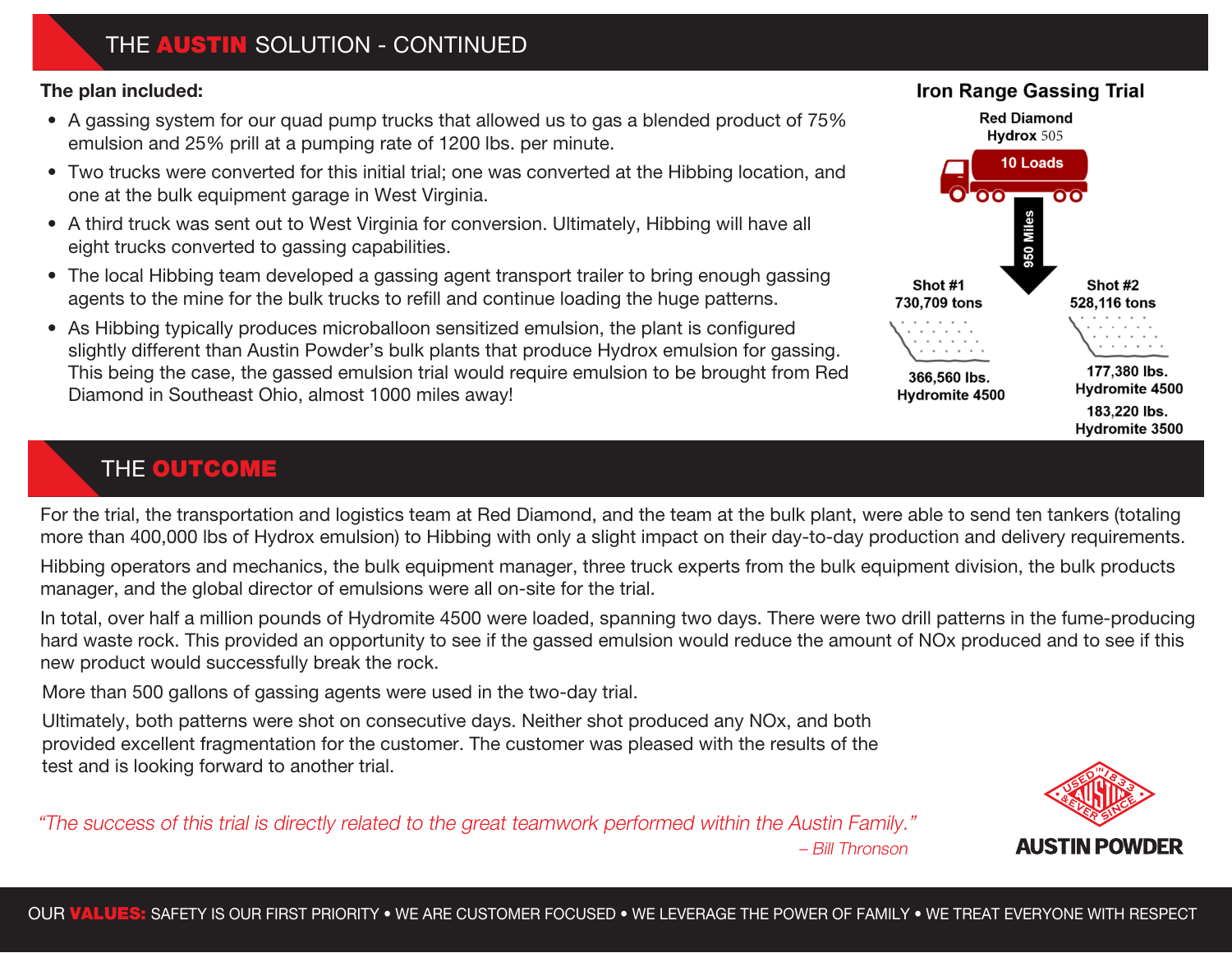## THE AUSTIN SOLUTION - CONTINUED

**The plan included:**

- A gassing system for our quad pump trucks that allowed us to gas a blended product of 75% emulsion and 25% prill at a pumping rate of 1200 lbs. per minute.
- Two trucks were converted for this initial trial; one was converted at the Hibbing location, and one at the bulk equipment garage in West Virginia.
- A third truck was sent out to West Virginia for conversion. Ultimately, Hibbing will have all eight trucks converted to gassing capabilities.
- The local Hibbing team developed a gassing agent transport trailer to bring enough gassing agents to the mine for the bulk trucks to refill and continue loading the huge patterns.
- As Hibbing typically produces microballoon sensitized emulsion, the plant is configured slightly different than Austin Powder's bulk plants that produce Hydrox emulsion for gassing. This being the case, the gassed emulsion trial would require emulsion to be brought from Red Diamond in Southeast Ohio, almost 1000 miles away!

**Iron Range Gassing Trial**

Red Diamond
Hydrox 505

10 Loads

950 Miles

Shot #1
730,709 tons

366,560 lbs.
Hydromite 4500

Shot #2
528,116 tons

177,380 lbs.
Hydromite 4500

183,220 lbs.
Hydromite 3500

## THE OUTCOME

For the trial, the transportation and logistics team at Red Diamond, and the team at the bulk plant, were able to send ten tankers (totaling more than 400,000 lbs of Hydrox emulsion) to Hibbing with only a slight impact on their day-to-day production and delivery requirements.

Hibbing operators and mechanics, the bulk equipment manager, three truck experts from the bulk equipment division, the bulk products manager, and the global director of emulsions were all on-site for the trial.

In total, over half a million pounds of Hydromite 4500 were loaded, spanning two days. There were two drill patterns in the fume-producing hard waste rock. This provided an opportunity to see if the gassed emulsion would reduce the amount of NOx produced and to see if this new product would successfully break the rock.

More than 500 gallons of gassing agents were used in the two-day trial.

Ultimately, both patterns were shot on consecutive days. Neither shot produced any NOx, and both provided excellent fragmentation for the customer. The customer was pleased with the results of the test and is looking forward to another trial.

*"The success of this trial is directly related to the great teamwork performed within the Austin Family."*

*– Bill Thronson*

USED SINCE 1833 AUSTIN
AUSTIN POWDER

OUR **VALUES:** SAFETY IS OUR FIRST PRIORITY • WE ARE CUSTOMER FOCUSED • WE LEVERAGE THE POWER OF FAMILY • WE TREAT EVERYONE WITH RESPECT